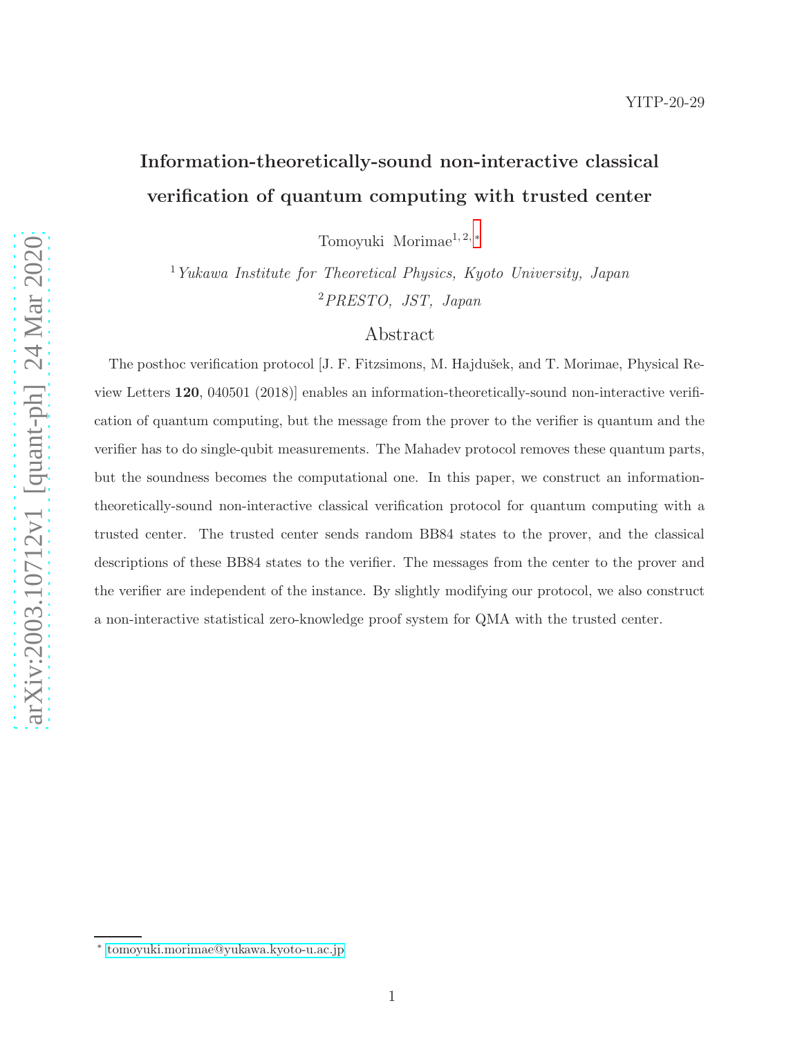YITP-20-29

# Information-theoretically-sound non-interactive classical verification of quantum computing with trusted center

Tomoyuki Morimae[1, 2, *]

[1] *Yukawa Institute for Theoretical Physics, Kyoto University, Japan*

[2] *PRESTO, JST, Japan*

## Abstract

The posthoc verification protocol [J. F. Fitzsimons, M. Hajdušek, and T. Morimae, Physical Review Letters **120**, 040501 (2018)] enables an information-theoretically-sound non-interactive verification of quantum computing, but the message from the prover to the verifier is quantum and the verifier has to do single-qubit measurements. The Mahadev protocol removes these quantum parts, but the soundness becomes the computational one. In this paper, we construct an information-theoretically-sound non-interactive classical verification protocol for quantum computing with a trusted center. The trusted center sends random BB84 states to the prover, and the classical descriptions of these BB84 states to the verifier. The messages from the center to the prover and the verifier are independent of the instance. By slightly modifying our protocol, we also construct a non-interactive statistical zero-knowledge proof system for QMA with the trusted center.

[*] tomoyuki.morimae@yukawa.kyoto-u.ac.jp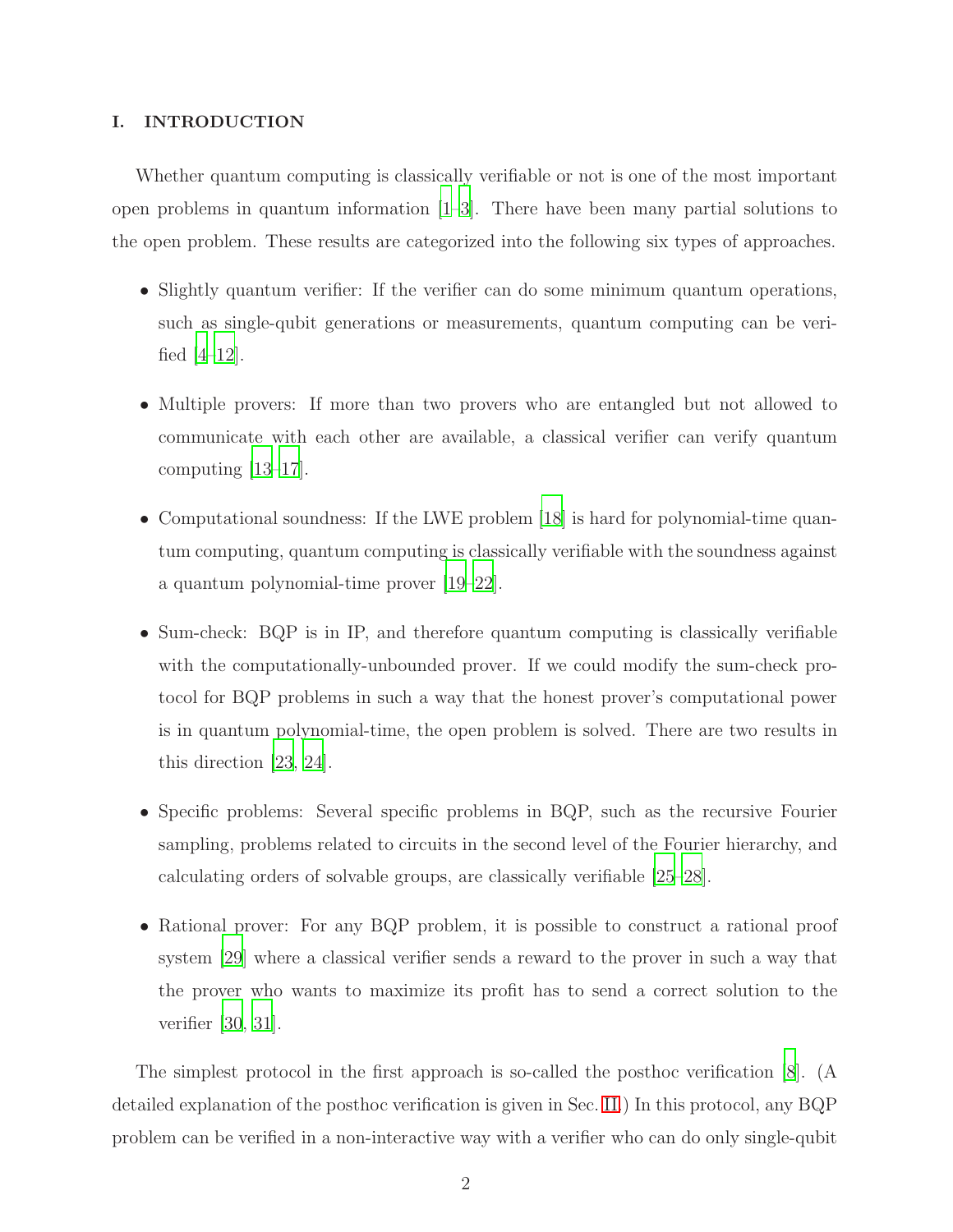## I. INTRODUCTION

Whether quantum computing is classically verifiable or not is one of the most important open problems in quantum information [1–3]. There have been many partial solutions to the open problem. These results are categorized into the following six types of approaches.

- Slightly quantum verifier: If the verifier can do some minimum quantum operations, such as single-qubit generations or measurements, quantum computing can be verified [4–12].
- Multiple provers: If more than two provers who are entangled but not allowed to communicate with each other are available, a classical verifier can verify quantum computing [13–17].
- Computational soundness: If the LWE problem [18] is hard for polynomial-time quantum computing, quantum computing is classically verifiable with the soundness against a quantum polynomial-time prover [19–22].
- Sum-check: BQP is in IP, and therefore quantum computing is classically verifiable with the computationally-unbounded prover. If we could modify the sum-check protocol for BQP problems in such a way that the honest prover's computational power is in quantum polynomial-time, the open problem is solved. There are two results in this direction [23, 24].
- Specific problems: Several specific problems in BQP, such as the recursive Fourier sampling, problems related to circuits in the second level of the Fourier hierarchy, and calculating orders of solvable groups, are classically verifiable [25–28].
- Rational prover: For any BQP problem, it is possible to construct a rational proof system [29] where a classical verifier sends a reward to the prover in such a way that the prover who wants to maximize its profit has to send a correct solution to the verifier [30, 31].

The simplest protocol in the first approach is so-called the posthoc verification [8]. (A detailed explanation of the posthoc verification is given in Sec. II.) In this protocol, any BQP problem can be verified in a non-interactive way with a verifier who can do only single-qubit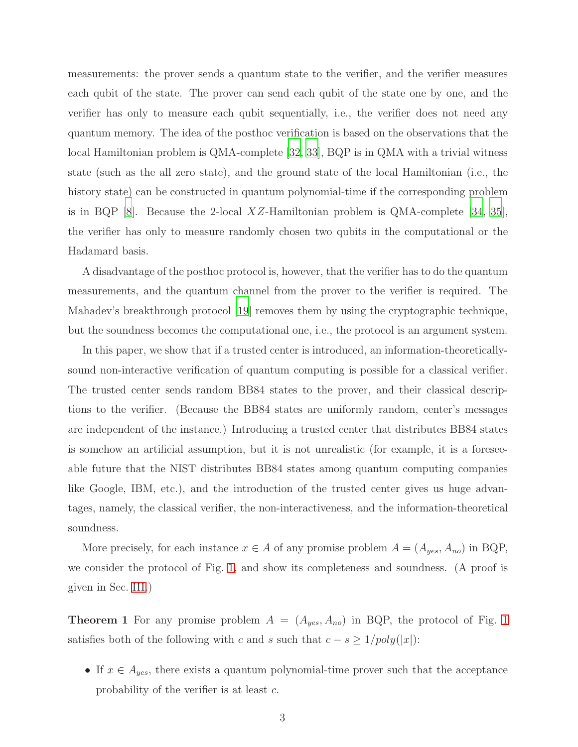measurements: the prover sends a quantum state to the verifier, and the verifier measures each qubit of the state. The prover can send each qubit of the state one by one, and the verifier has only to measure each qubit sequentially, i.e., the verifier does not need any quantum memory. The idea of the posthoc verification is based on the observations that the local Hamiltonian problem is QMA-complete [32, 33], BQP is in QMA with a trivial witness state (such as the all zero state), and the ground state of the local Hamiltonian (i.e., the history state) can be constructed in quantum polynomial-time if the corresponding problem is in BQP [8]. Because the 2-local $XZ$-Hamiltonian problem is QMA-complete [34, 35], the verifier has only to measure randomly chosen two qubits in the computational or the Hadamard basis.

A disadvantage of the posthoc protocol is, however, that the verifier has to do the quantum measurements, and the quantum channel from the prover to the verifier is required. The Mahadev's breakthrough protocol [19] removes them by using the cryptographic technique, but the soundness becomes the computational one, i.e., the protocol is an argument system.

In this paper, we show that if a trusted center is introduced, an information-theoretically-sound non-interactive verification of quantum computing is possible for a classical verifier. The trusted center sends random BB84 states to the prover, and their classical descriptions to the verifier. (Because the BB84 states are uniformly random, center's messages are independent of the instance.) Introducing a trusted center that distributes BB84 states is somehow an artificial assumption, but it is not unrealistic (for example, it is a foreseeable future that the NIST distributes BB84 states among quantum computing companies like Google, IBM, etc.), and the introduction of the trusted center gives us huge advantages, namely, the classical verifier, the non-interactiveness, and the information-theoretical soundness.

More precisely, for each instance $x \in A$ of any promise problem $A = (A_{yes}, A_{no})$ in BQP, we consider the protocol of Fig. 1, and show its completeness and soundness. (A proof is given in Sec. III.)

**Theorem 1** For any promise problem $A = (A_{yes}, A_{no})$ in BQP, the protocol of Fig. 1 satisfies both of the following with $c$ and $s$ such that $c - s \geq 1/poly(|x|)$:

- If $x \in A_{yes}$, there exists a quantum polynomial-time prover such that the acceptance probability of the verifier is at least $c$.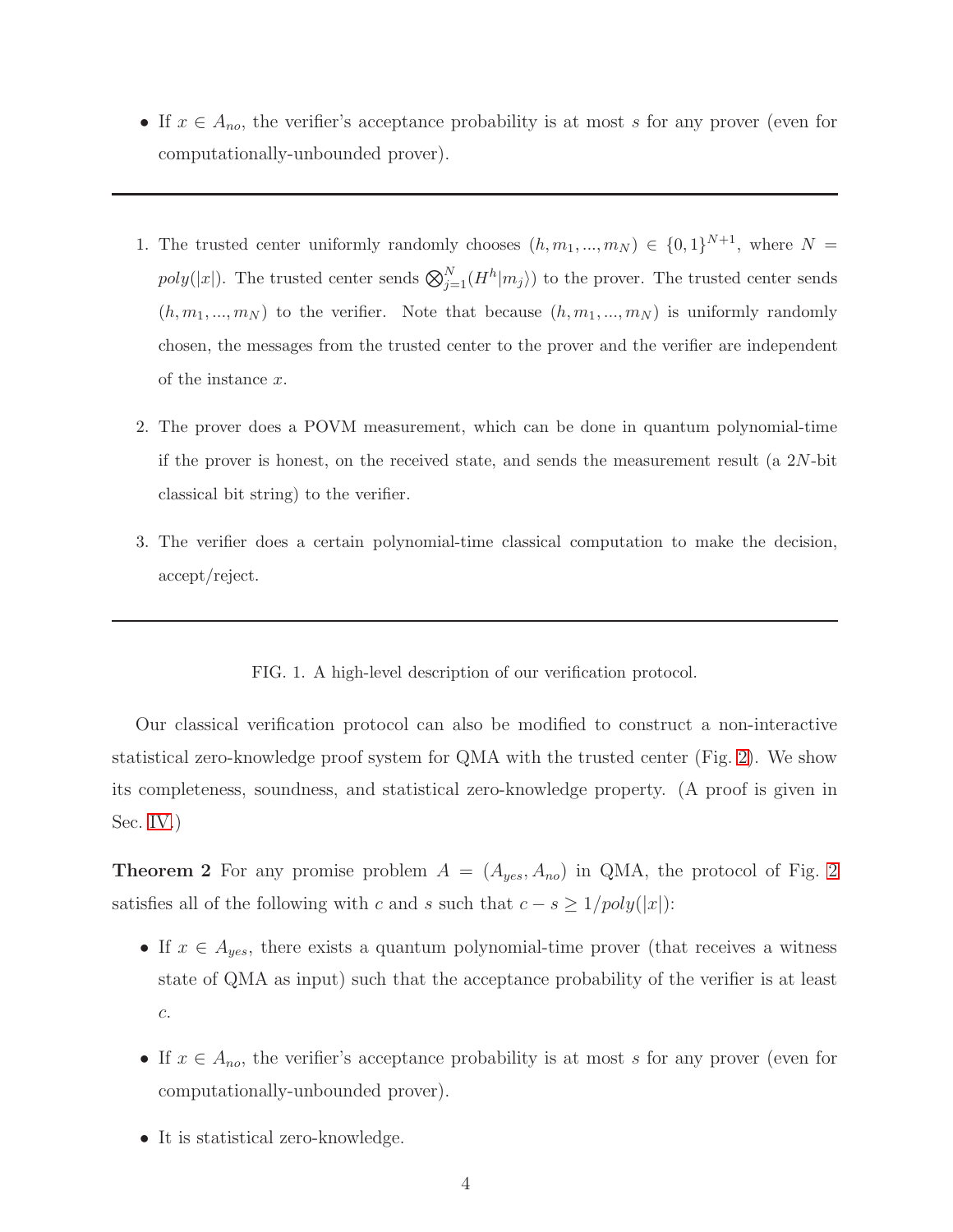- If $x \in A_{no}$, the verifier's acceptance probability is at most $s$ for any prover (even for computationally-unbounded prover).

---

1. The trusted center uniformly randomly chooses $(h, m_1, ..., m_N) \in \{0,1\}^{N+1}$, where $N = poly(|x|)$. The trusted center sends $\bigotimes_{j=1}^{N}(H^h|m_j\rangle)$ to the prover. The trusted center sends $(h, m_1, ..., m_N)$ to the verifier. Note that because $(h, m_1, ..., m_N)$ is uniformly randomly chosen, the messages from the trusted center to the prover and the verifier are independent of the instance $x$.
2. The prover does a POVM measurement, which can be done in quantum polynomial-time if the prover is honest, on the received state, and sends the measurement result (a $2N$-bit classical bit string) to the verifier.
3. The verifier does a certain polynomial-time classical computation to make the decision, accept/reject.

---

FIG. 1. A high-level description of our verification protocol.

Our classical verification protocol can also be modified to construct a non-interactive statistical zero-knowledge proof system for QMA with the trusted center (Fig. 2). We show its completeness, soundness, and statistical zero-knowledge property. (A proof is given in Sec. IV.)

**Theorem 2** For any promise problem $A = (A_{yes}, A_{no})$ in QMA, the protocol of Fig. 2 satisfies all of the following with $c$ and $s$ such that $c - s \geq 1/poly(|x|)$:

- If $x \in A_{yes}$, there exists a quantum polynomial-time prover (that receives a witness state of QMA as input) such that the acceptance probability of the verifier is at least $c$.
- If $x \in A_{no}$, the verifier's acceptance probability is at most $s$ for any prover (even for computationally-unbounded prover).
- It is statistical zero-knowledge.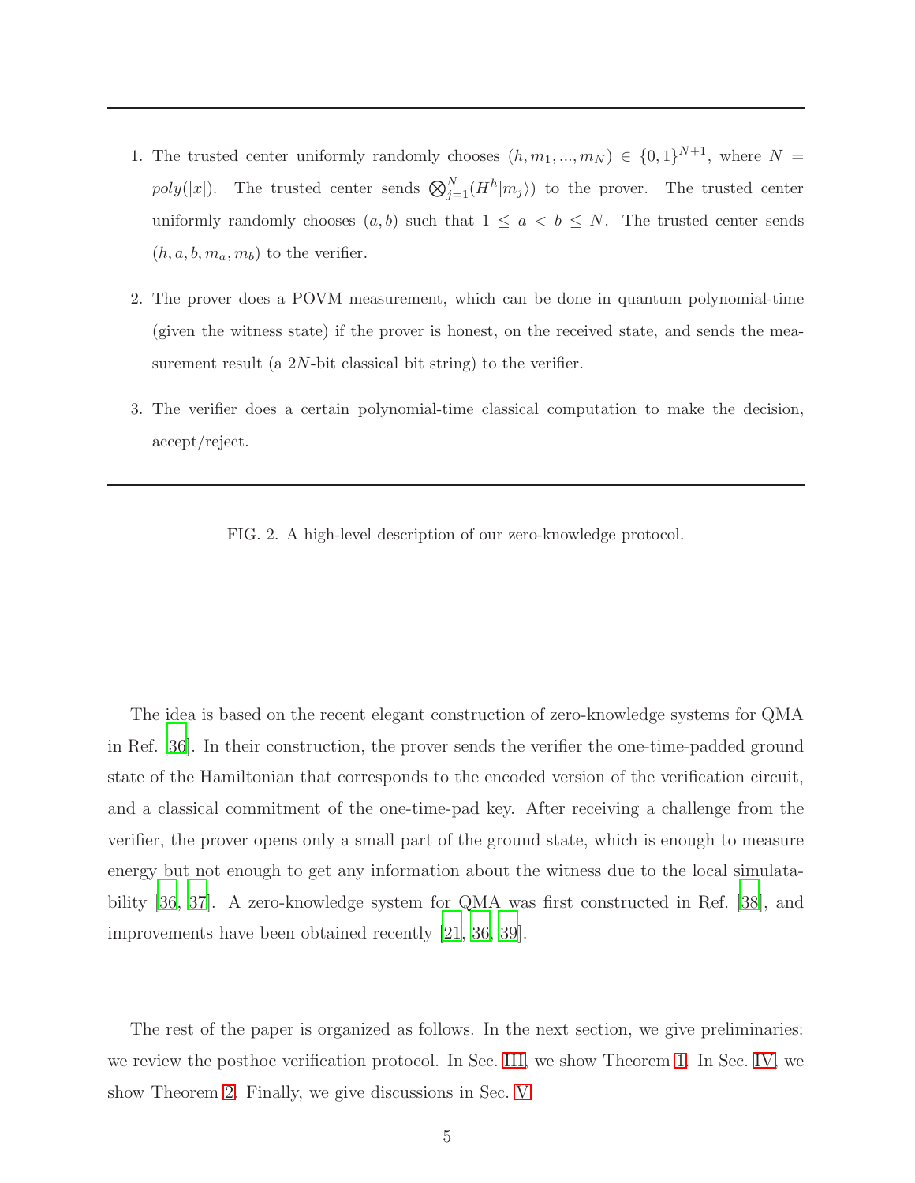---

1. The trusted center uniformly randomly chooses $(h, m_1, ..., m_N) \in \{0,1\}^{N+1}$, where $N = poly(|x|)$. The trusted center sends $\bigotimes_{j=1}^{N}(H^h|m_j\rangle)$ to the prover. The trusted center uniformly randomly chooses $(a, b)$ such that $1 \leq a < b \leq N$. The trusted center sends $(h, a, b, m_a, m_b)$ to the verifier.

2. The prover does a POVM measurement, which can be done in quantum polynomial-time (given the witness state) if the prover is honest, on the received state, and sends the measurement result (a $2N$-bit classical bit string) to the verifier.

3. The verifier does a certain polynomial-time classical computation to make the decision, accept/reject.

---

FIG. 2. A high-level description of our zero-knowledge protocol.

The idea is based on the recent elegant construction of zero-knowledge systems for QMA in Ref. [36]. In their construction, the prover sends the verifier the one-time-padded ground state of the Hamiltonian that corresponds to the encoded version of the verification circuit, and a classical commitment of the one-time-pad key. After receiving a challenge from the verifier, the prover opens only a small part of the ground state, which is enough to measure energy but not enough to get any information about the witness due to the local simulatability [36, 37]. A zero-knowledge system for QMA was first constructed in Ref. [38], and improvements have been obtained recently [21, 36, 39].

The rest of the paper is organized as follows. In the next section, we give preliminaries: we review the posthoc verification protocol. In Sec. III, we show Theorem 1. In Sec. IV, we show Theorem 2. Finally, we give discussions in Sec. V.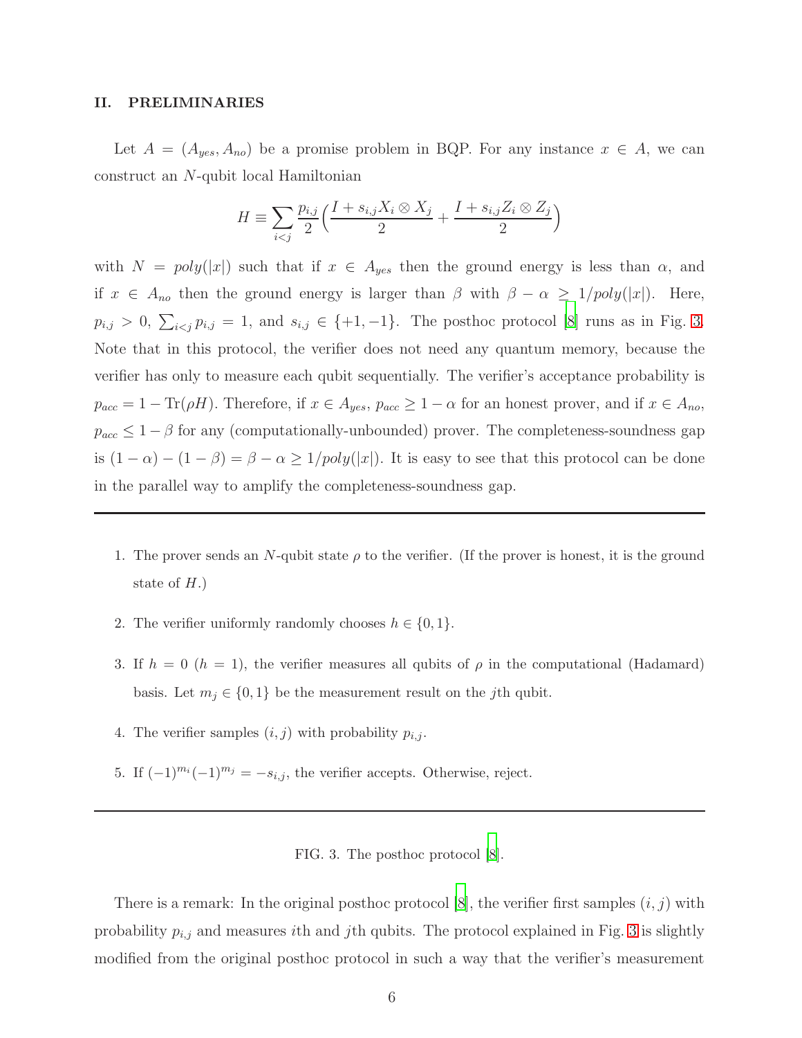## II. PRELIMINARIES

Let $A = (A_{yes}, A_{no})$ be a promise problem in BQP. For any instance $x \in A$, we can construct an $N$-qubit local Hamiltonian

$$H \equiv \sum_{i<j} \frac{p_{i,j}}{2}\Big(\frac{I + s_{i,j}X_i \otimes X_j}{2} + \frac{I + s_{i,j}Z_i \otimes Z_j}{2}\Big)$$

with $N = poly(|x|)$ such that if $x \in A_{yes}$ then the ground energy is less than $\alpha$, and if $x \in A_{no}$ then the ground energy is larger than $\beta$ with $\beta - \alpha \geq 1/poly(|x|)$. Here, $p_{i,j} > 0$, $\sum_{i<j} p_{i,j} = 1$, and $s_{i,j} \in \{+1, -1\}$. The posthoc protocol [8] runs as in Fig. 3. Note that in this protocol, the verifier does not need any quantum memory, because the verifier has only to measure each qubit sequentially. The verifier's acceptance probability is $p_{acc} = 1 - \mathrm{Tr}(\rho H)$. Therefore, if $x \in A_{yes}$, $p_{acc} \geq 1 - \alpha$ for an honest prover, and if $x \in A_{no}$, $p_{acc} \leq 1 - \beta$ for any (computationally-unbounded) prover. The completeness-soundness gap is $(1 - \alpha) - (1 - \beta) = \beta - \alpha \geq 1/poly(|x|)$. It is easy to see that this protocol can be done in the parallel way to amplify the completeness-soundness gap.

---

1. The prover sends an $N$-qubit state $\rho$ to the verifier. (If the prover is honest, it is the ground state of $H$.)
2. The verifier uniformly randomly chooses $h \in \{0, 1\}$.
3. If $h = 0$ ($h = 1$), the verifier measures all qubits of $\rho$ in the computational (Hadamard) basis. Let $m_j \in \{0, 1\}$ be the measurement result on the $j$th qubit.
4. The verifier samples $(i, j)$ with probability $p_{i,j}$.
5. If $(-1)^{m_i}(-1)^{m_j} = -s_{i,j}$, the verifier accepts. Otherwise, reject.

---

FIG. 3. The posthoc protocol [8].

There is a remark: In the original posthoc protocol [8], the verifier first samples $(i, j)$ with probability $p_{i,j}$ and measures $i$th and $j$th qubits. The protocol explained in Fig. 3 is slightly modified from the original posthoc protocol in such a way that the verifier's measurement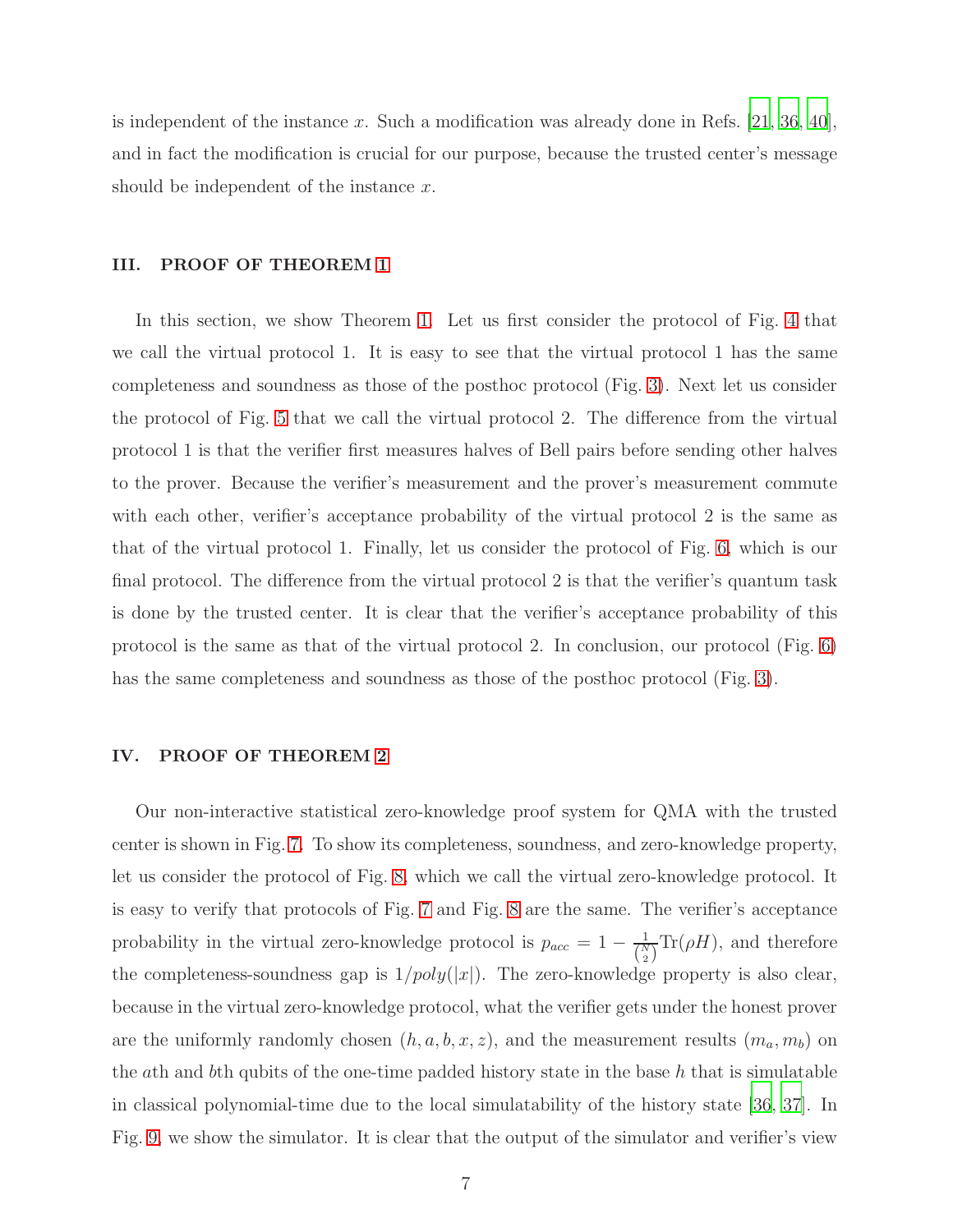is independent of the instance $x$. Such a modification was already done in Refs. [21, 36, 40], and in fact the modification is crucial for our purpose, because the trusted center's message should be independent of the instance $x$.

## III. PROOF OF THEOREM 1

In this section, we show Theorem 1. Let us first consider the protocol of Fig. 4 that we call the virtual protocol 1. It is easy to see that the virtual protocol 1 has the same completeness and soundness as those of the posthoc protocol (Fig. 3). Next let us consider the protocol of Fig. 5 that we call the virtual protocol 2. The difference from the virtual protocol 1 is that the verifier first measures halves of Bell pairs before sending other halves to the prover. Because the verifier's measurement and the prover's measurement commute with each other, verifier's acceptance probability of the virtual protocol 2 is the same as that of the virtual protocol 1. Finally, let us consider the protocol of Fig. 6, which is our final protocol. The difference from the virtual protocol 2 is that the verifier's quantum task is done by the trusted center. It is clear that the verifier's acceptance probability of this protocol is the same as that of the virtual protocol 2. In conclusion, our protocol (Fig. 6) has the same completeness and soundness as those of the posthoc protocol (Fig. 3).

## IV. PROOF OF THEOREM 2

Our non-interactive statistical zero-knowledge proof system for QMA with the trusted center is shown in Fig. 7. To show its completeness, soundness, and zero-knowledge property, let us consider the protocol of Fig. 8, which we call the virtual zero-knowledge protocol. It is easy to verify that protocols of Fig. 7 and Fig. 8 are the same. The verifier's acceptance probability in the virtual zero-knowledge protocol is $p_{acc} = 1 - \frac{1}{\binom{N}{2}}\mathrm{Tr}(\rho H)$, and therefore the completeness-soundness gap is $1/poly(|x|)$. The zero-knowledge property is also clear, because in the virtual zero-knowledge protocol, what the verifier gets under the honest prover are the uniformly randomly chosen $(h, a, b, x, z)$, and the measurement results $(m_a, m_b)$ on the $a$th and $b$th qubits of the one-time padded history state in the base $h$ that is simulatable in classical polynomial-time due to the local simulatability of the history state [36, 37]. In Fig. 9, we show the simulator. It is clear that the output of the simulator and verifier's view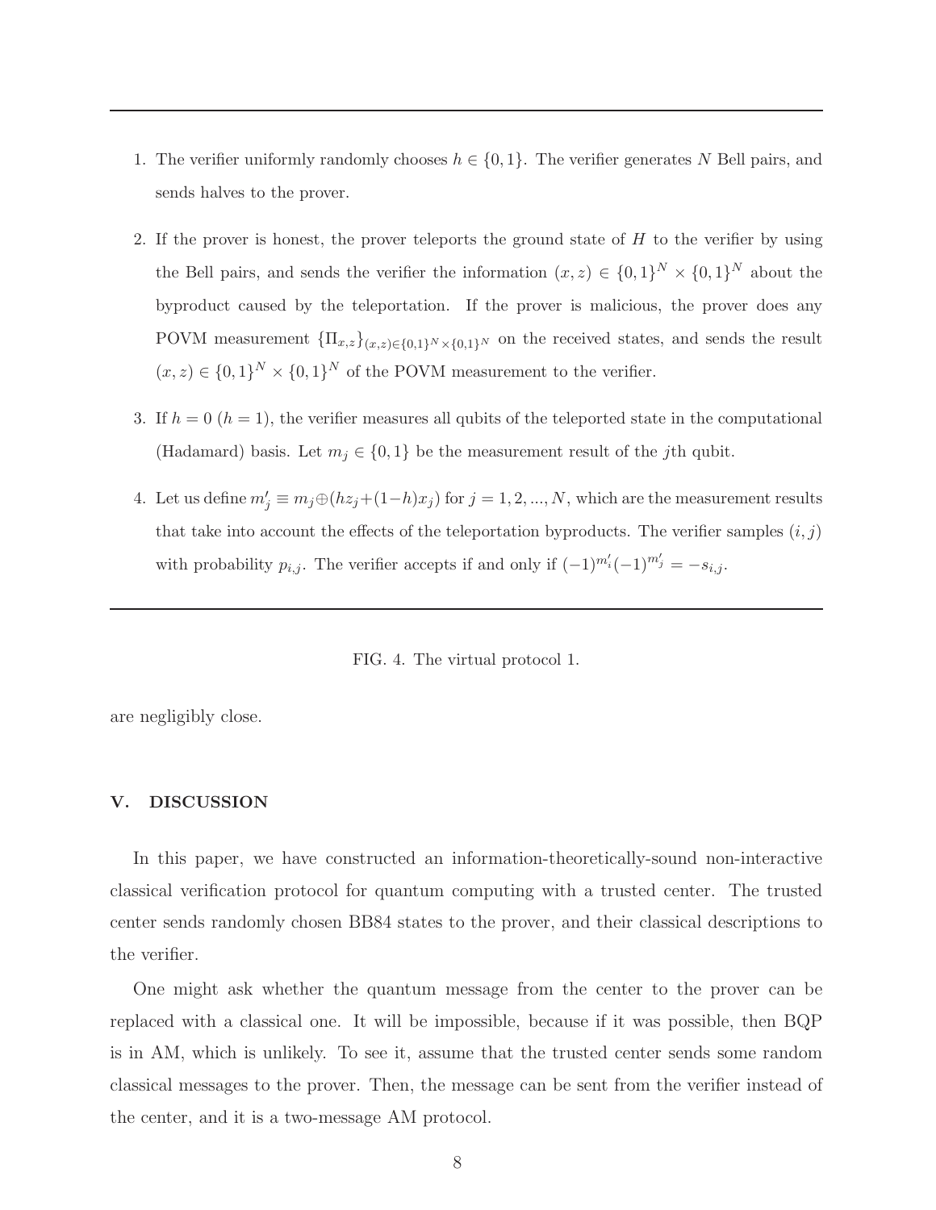1. The verifier uniformly randomly chooses $h \in \{0,1\}$. The verifier generates $N$ Bell pairs, and sends halves to the prover.

2. If the prover is honest, the prover teleports the ground state of $H$ to the verifier by using the Bell pairs, and sends the verifier the information $(x,z) \in \{0,1\}^N \times \{0,1\}^N$ about the byproduct caused by the teleportation. If the prover is malicious, the prover does any POVM measurement $\{\Pi_{x,z}\}_{(x,z)\in\{0,1\}^N\times\{0,1\}^N}$ on the received states, and sends the result $(x,z) \in \{0,1\}^N \times \{0,1\}^N$ of the POVM measurement to the verifier.

3. If $h=0$ ($h=1$), the verifier measures all qubits of the teleported state in the computational (Hadamard) basis. Let $m_j \in \{0,1\}$ be the measurement result of the $j$th qubit.

4. Let us define $m_j' \equiv m_j \oplus (hz_j + (1-h)x_j)$ for $j = 1,2,...,N$, which are the measurement results that take into account the effects of the teleportation byproducts. The verifier samples $(i,j)$ with probability $p_{i,j}$. The verifier accepts if and only if $(-1)^{m_i'}(-1)^{m_j'} = -s_{i,j}$.

FIG. 4. The virtual protocol 1.

are negligibly close.

## V. DISCUSSION

In this paper, we have constructed an information-theoretically-sound non-interactive classical verification protocol for quantum computing with a trusted center. The trusted center sends randomly chosen BB84 states to the prover, and their classical descriptions to the verifier.

One might ask whether the quantum message from the center to the prover can be replaced with a classical one. It will be impossible, because if it was possible, then BQP is in AM, which is unlikely. To see it, assume that the trusted center sends some random classical messages to the prover. Then, the message can be sent from the verifier instead of the center, and it is a two-message AM protocol.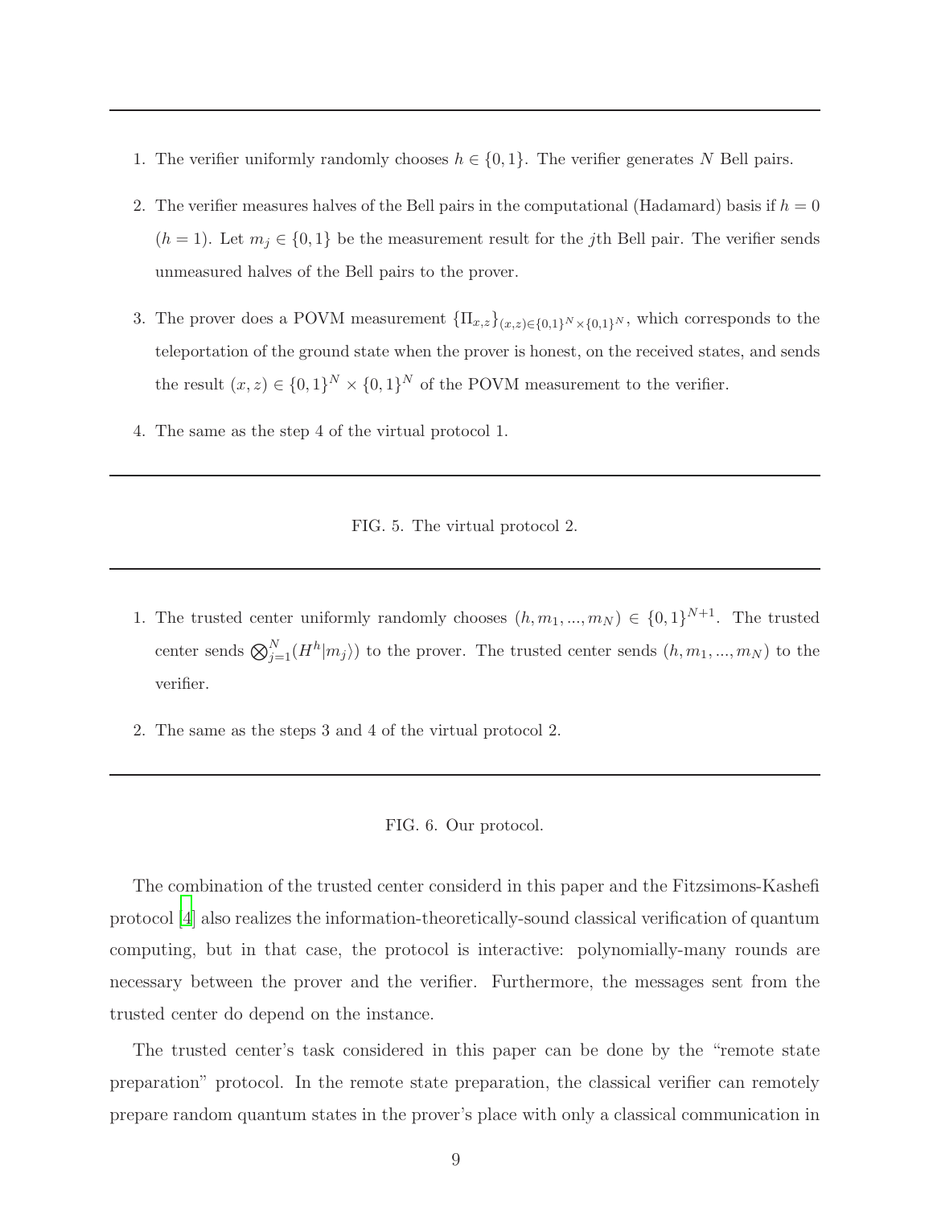---

1. The verifier uniformly randomly chooses $h \in \{0,1\}$. The verifier generates $N$ Bell pairs.
2. The verifier measures halves of the Bell pairs in the computational (Hadamard) basis if $h = 0$ ($h = 1$). Let $m_j \in \{0,1\}$ be the measurement result for the $j$th Bell pair. The verifier sends unmeasured halves of the Bell pairs to the prover.
3. The prover does a POVM measurement $\{\Pi_{x,z}\}_{(x,z)\in\{0,1\}^N\times\{0,1\}^N}$, which corresponds to the teleportation of the ground state when the prover is honest, on the received states, and sends the result $(x,z) \in \{0,1\}^N \times \{0,1\}^N$ of the POVM measurement to the verifier.
4. The same as the step 4 of the virtual protocol 1.

---

FIG. 5. The virtual protocol 2.

---

1. The trusted center uniformly randomly chooses $(h, m_1, ..., m_N) \in \{0,1\}^{N+1}$. The trusted center sends $\bigotimes_{j=1}^{N}(H^h|m_j\rangle)$ to the prover. The trusted center sends $(h, m_1, ..., m_N)$ to the verifier.
2. The same as the steps 3 and 4 of the virtual protocol 2.

---

FIG. 6. Our protocol.

The combination of the trusted center considerd in this paper and the Fitzsimons-Kashefi protocol [4] also realizes the information-theoretically-sound classical verification of quantum computing, but in that case, the protocol is interactive: polynomially-many rounds are necessary between the prover and the verifier. Furthermore, the messages sent from the trusted center do depend on the instance.

The trusted center's task considered in this paper can be done by the "remote state preparation" protocol. In the remote state preparation, the classical verifier can remotely prepare random quantum states in the prover's place with only a classical communication in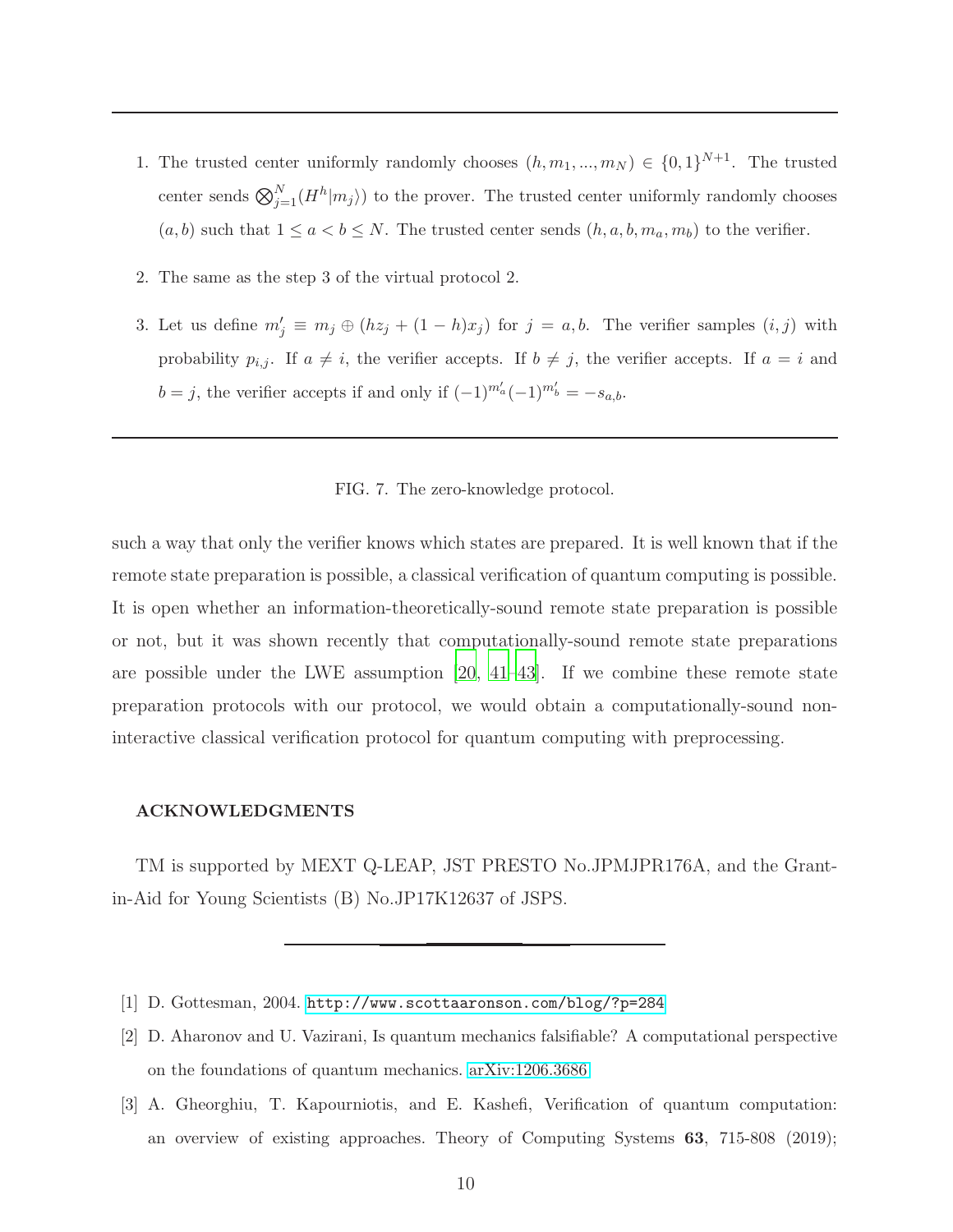1. The trusted center uniformly randomly chooses $(h, m_1, ..., m_N) \in \{0,1\}^{N+1}$. The trusted center sends $\bigotimes_{j=1}^{N}(H^h|m_j\rangle)$ to the prover. The trusted center uniformly randomly chooses $(a,b)$ such that $1 \leq a < b \leq N$. The trusted center sends $(h, a, b, m_a, m_b)$ to the verifier.

2. The same as the step 3 of the virtual protocol 2.

3. Let us define $m'_j \equiv m_j \oplus (hz_j + (1-h)x_j)$ for $j = a, b$. The verifier samples $(i,j)$ with probability $p_{i,j}$. If $a \neq i$, the verifier accepts. If $b \neq j$, the verifier accepts. If $a = i$ and $b = j$, the verifier accepts if and only if $(-1)^{m'_a}(-1)^{m'_b} = -s_{a,b}$.

FIG. 7. The zero-knowledge protocol.

such a way that only the verifier knows which states are prepared. It is well known that if the remote state preparation is possible, a classical verification of quantum computing is possible. It is open whether an information-theoretically-sound remote state preparation is possible or not, but it was shown recently that computationally-sound remote state preparations are possible under the LWE assumption [20, 41–43]. If we combine these remote state preparation protocols with our protocol, we would obtain a computationally-sound non-interactive classical verification protocol for quantum computing with preprocessing.

## ACKNOWLEDGMENTS

TM is supported by MEXT Q-LEAP, JST PRESTO No.JPMJPR176A, and the Grant-in-Aid for Young Scientists (B) No.JP17K12637 of JSPS.

---

[1] D. Gottesman, 2004. http://www.scottaaronson.com/blog/?p=284

[2] D. Aharonov and U. Vazirani, Is quantum mechanics falsifiable? A computational perspective on the foundations of quantum mechanics. arXiv:1206.3686

[3] A. Gheorghiu, T. Kapourniotis, and E. Kashefi, Verification of quantum computation: an overview of existing approaches. Theory of Computing Systems **63**, 715-808 (2019);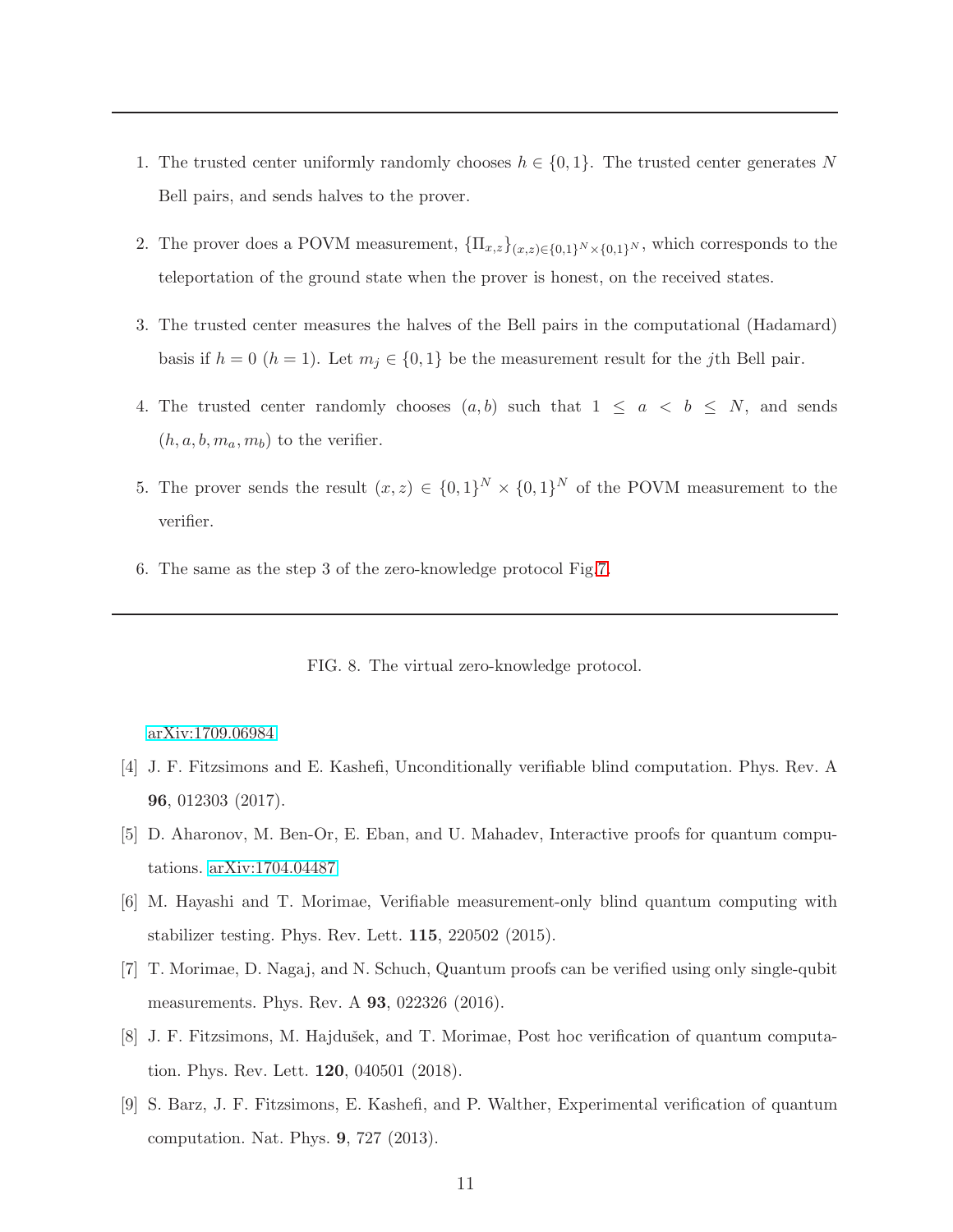1. The trusted center uniformly randomly chooses $h \in \{0,1\}$. The trusted center generates $N$ Bell pairs, and sends halves to the prover.
2. The prover does a POVM measurement, $\{\Pi_{x,z}\}_{(x,z)\in\{0,1\}^N\times\{0,1\}^N}$, which corresponds to the teleportation of the ground state when the prover is honest, on the received states.
3. The trusted center measures the halves of the Bell pairs in the computational (Hadamard) basis if $h=0$ ($h=1$). Let $m_j \in \{0,1\}$ be the measurement result for the $j$th Bell pair.
4. The trusted center randomly chooses $(a,b)$ such that $1 \le a < b \le N$, and sends $(h,a,b,m_a,m_b)$ to the verifier.
5. The prover sends the result $(x,z) \in \{0,1\}^N \times \{0,1\}^N$ of the POVM measurement to the verifier.
6. The same as the step 3 of the zero-knowledge protocol Fig.7.

FIG. 8. The virtual zero-knowledge protocol.

arXiv:1709.06984

[4] J. F. Fitzsimons and E. Kashefi, Unconditionally verifiable blind computation. Phys. Rev. A **96**, 012303 (2017).

[5] D. Aharonov, M. Ben-Or, E. Eban, and U. Mahadev, Interactive proofs for quantum computations. arXiv:1704.04487

[6] M. Hayashi and T. Morimae, Verifiable measurement-only blind quantum computing with stabilizer testing. Phys. Rev. Lett. **115**, 220502 (2015).

[7] T. Morimae, D. Nagaj, and N. Schuch, Quantum proofs can be verified using only single-qubit measurements. Phys. Rev. A **93**, 022326 (2016).

[8] J. F. Fitzsimons, M. Hajdušek, and T. Morimae, Post hoc verification of quantum computation. Phys. Rev. Lett. **120**, 040501 (2018).

[9] S. Barz, J. F. Fitzsimons, E. Kashefi, and P. Walther, Experimental verification of quantum computation. Nat. Phys. **9**, 727 (2013).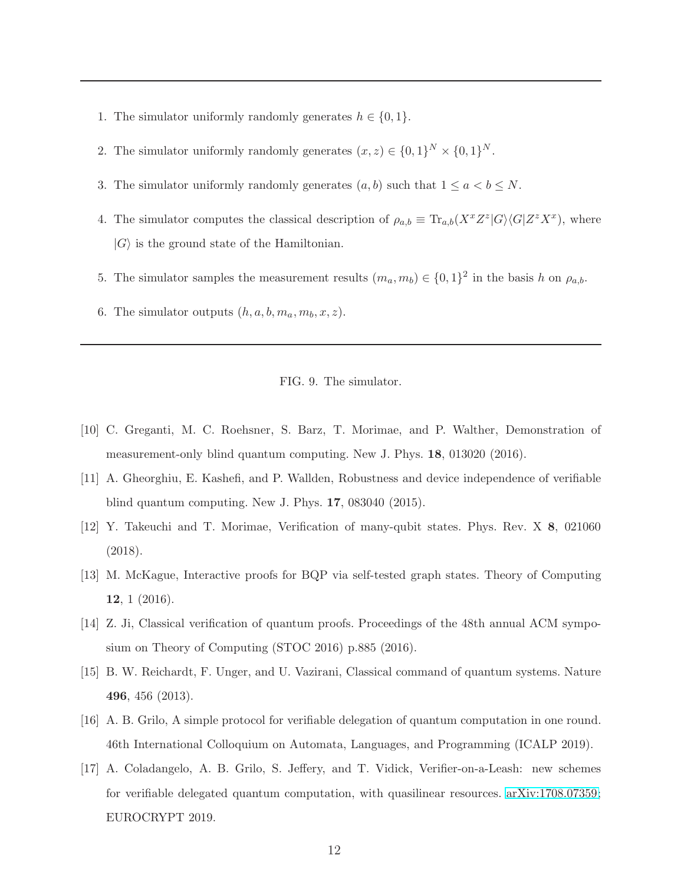---

1. The simulator uniformly randomly generates $h \in \{0,1\}$.
2. The simulator uniformly randomly generates $(x,z) \in \{0,1\}^N \times \{0,1\}^N$.
3. The simulator uniformly randomly generates $(a,b)$ such that $1 \le a < b \le N$.
4. The simulator computes the classical description of $\rho_{a,b} \equiv \mathrm{Tr}_{a,b}(X^x Z^z |G\rangle\langle G| Z^z X^x)$, where $|G\rangle$ is the ground state of the Hamiltonian.
5. The simulator samples the measurement results $(m_a, m_b) \in \{0,1\}^2$ in the basis $h$ on $\rho_{a,b}$.
6. The simulator outputs $(h, a, b, m_a, m_b, x, z)$.

---

FIG. 9. The simulator.

[10] C. Greganti, M. C. Roehsner, S. Barz, T. Morimae, and P. Walther, Demonstration of measurement-only blind quantum computing. New J. Phys. **18**, 013020 (2016).

[11] A. Gheorghiu, E. Kashefi, and P. Wallden, Robustness and device independence of verifiable blind quantum computing. New J. Phys. **17**, 083040 (2015).

[12] Y. Takeuchi and T. Morimae, Verification of many-qubit states. Phys. Rev. X **8**, 021060 (2018).

[13] M. McKague, Interactive proofs for BQP via self-tested graph states. Theory of Computing **12**, 1 (2016).

[14] Z. Ji, Classical verification of quantum proofs. Proceedings of the 48th annual ACM symposium on Theory of Computing (STOC 2016) p.885 (2016).

[15] B. W. Reichardt, F. Unger, and U. Vazirani, Classical command of quantum systems. Nature **496**, 456 (2013).

[16] A. B. Grilo, A simple protocol for verifiable delegation of quantum computation in one round. 46th International Colloquium on Automata, Languages, and Programming (ICALP 2019).

[17] A. Coladangelo, A. B. Grilo, S. Jeffery, and T. Vidick, Verifier-on-a-Leash: new schemes for verifiable delegated quantum computation, with quasilinear resources. arXiv:1708.07359; EUROCRYPT 2019.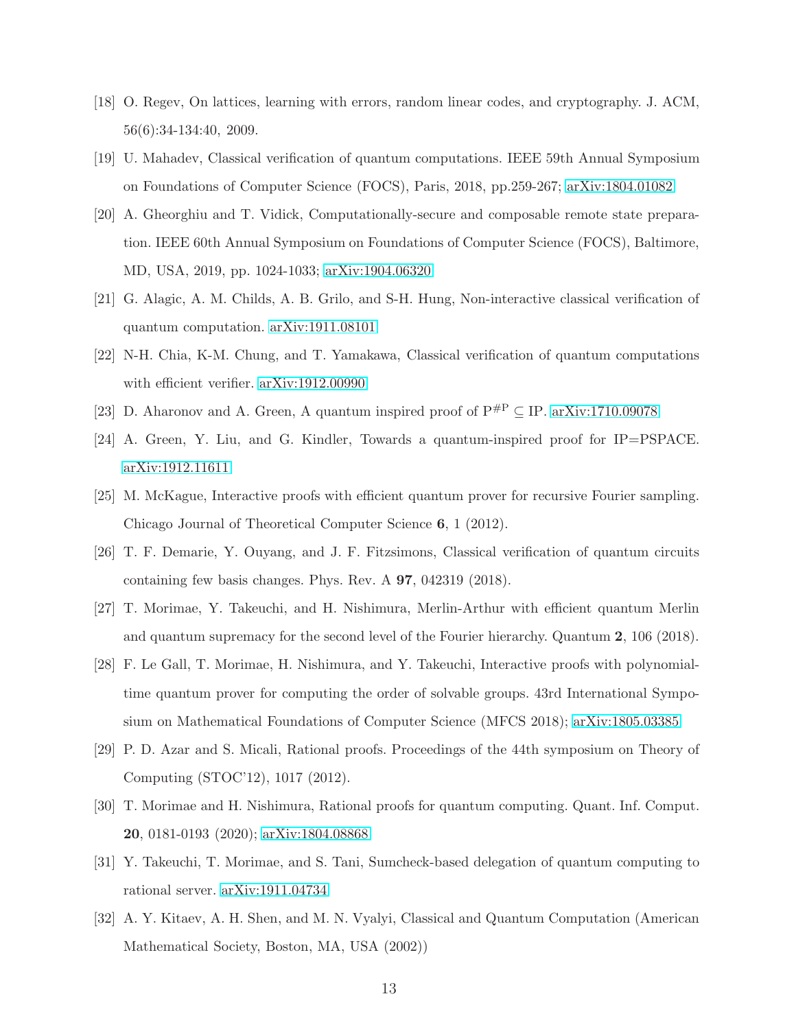[18] O. Regev, On lattices, learning with errors, random linear codes, and cryptography. J. ACM, 56(6):34-134:40, 2009.

[19] U. Mahadev, Classical verification of quantum computations. IEEE 59th Annual Symposium on Foundations of Computer Science (FOCS), Paris, 2018, pp.259-267; arXiv:1804.01082

[20] A. Gheorghiu and T. Vidick, Computationally-secure and composable remote state preparation. IEEE 60th Annual Symposium on Foundations of Computer Science (FOCS), Baltimore, MD, USA, 2019, pp. 1024-1033; arXiv:1904.06320

[21] G. Alagic, A. M. Childs, A. B. Grilo, and S-H. Hung, Non-interactive classical verification of quantum computation. arXiv:1911.08101

[22] N-H. Chia, K-M. Chung, and T. Yamakawa, Classical verification of quantum computations with efficient verifier. arXiv:1912.00990

[23] D. Aharonov and A. Green, A quantum inspired proof of $\mathrm{P}^{\#\mathrm{P}} \subseteq \mathrm{IP}$. arXiv:1710.09078

[24] A. Green, Y. Liu, and G. Kindler, Towards a quantum-inspired proof for IP=PSPACE. arXiv:1912.11611

[25] M. McKague, Interactive proofs with efficient quantum prover for recursive Fourier sampling. Chicago Journal of Theoretical Computer Science **6**, 1 (2012).

[26] T. F. Demarie, Y. Ouyang, and J. F. Fitzsimons, Classical verification of quantum circuits containing few basis changes. Phys. Rev. A **97**, 042319 (2018).

[27] T. Morimae, Y. Takeuchi, and H. Nishimura, Merlin-Arthur with efficient quantum Merlin and quantum supremacy for the second level of the Fourier hierarchy. Quantum **2**, 106 (2018).

[28] F. Le Gall, T. Morimae, H. Nishimura, and Y. Takeuchi, Interactive proofs with polynomial-time quantum prover for computing the order of solvable groups. 43rd International Symposium on Mathematical Foundations of Computer Science (MFCS 2018); arXiv:1805.03385

[29] P. D. Azar and S. Micali, Rational proofs. Proceedings of the 44th symposium on Theory of Computing (STOC'12), 1017 (2012).

[30] T. Morimae and H. Nishimura, Rational proofs for quantum computing. Quant. Inf. Comput. **20**, 0181-0193 (2020); arXiv:1804.08868

[31] Y. Takeuchi, T. Morimae, and S. Tani, Sumcheck-based delegation of quantum computing to rational server. arXiv:1911.04734

[32] A. Y. Kitaev, A. H. Shen, and M. N. Vyalyi, Classical and Quantum Computation (American Mathematical Society, Boston, MA, USA (2002))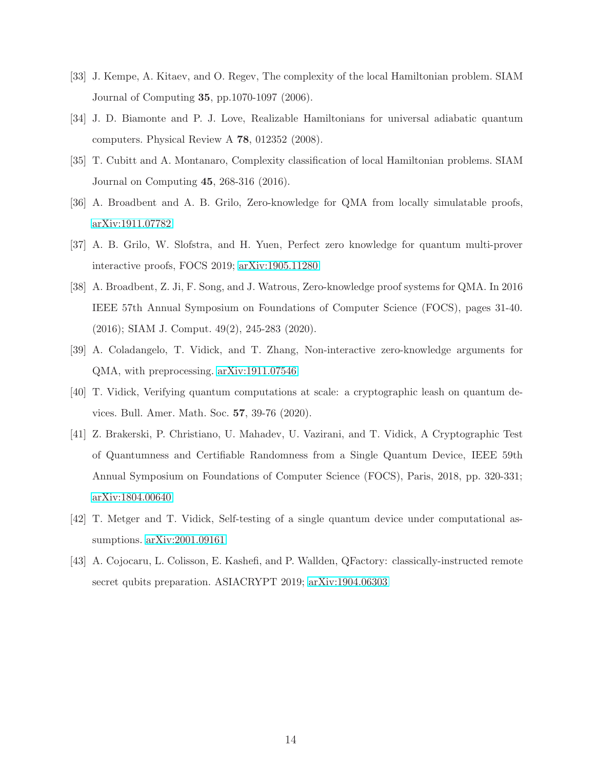[33] J. Kempe, A. Kitaev, and O. Regev, The complexity of the local Hamiltonian problem. SIAM Journal of Computing **35**, pp.1070-1097 (2006).

[34] J. D. Biamonte and P. J. Love, Realizable Hamiltonians for universal adiabatic quantum computers. Physical Review A **78**, 012352 (2008).

[35] T. Cubitt and A. Montanaro, Complexity classification of local Hamiltonian problems. SIAM Journal on Computing **45**, 268-316 (2016).

[36] A. Broadbent and A. B. Grilo, Zero-knowledge for QMA from locally simulatable proofs, arXiv:1911.07782

[37] A. B. Grilo, W. Slofstra, and H. Yuen, Perfect zero knowledge for quantum multi-prover interactive proofs, FOCS 2019; arXiv:1905.11280

[38] A. Broadbent, Z. Ji, F. Song, and J. Watrous, Zero-knowledge proof systems for QMA. In 2016 IEEE 57th Annual Symposium on Foundations of Computer Science (FOCS), pages 31-40. (2016); SIAM J. Comput. 49(2), 245-283 (2020).

[39] A. Coladangelo, T. Vidick, and T. Zhang, Non-interactive zero-knowledge arguments for QMA, with preprocessing. arXiv:1911.07546

[40] T. Vidick, Verifying quantum computations at scale: a cryptographic leash on quantum devices. Bull. Amer. Math. Soc. **57**, 39-76 (2020).

[41] Z. Brakerski, P. Christiano, U. Mahadev, U. Vazirani, and T. Vidick, A Cryptographic Test of Quantumness and Certifiable Randomness from a Single Quantum Device, IEEE 59th Annual Symposium on Foundations of Computer Science (FOCS), Paris, 2018, pp. 320-331; arXiv:1804.00640

[42] T. Metger and T. Vidick, Self-testing of a single quantum device under computational assumptions. arXiv:2001.09161

[43] A. Cojocaru, L. Colisson, E. Kashefi, and P. Wallden, QFactory: classically-instructed remote secret qubits preparation. ASIACRYPT 2019; arXiv:1904.06303